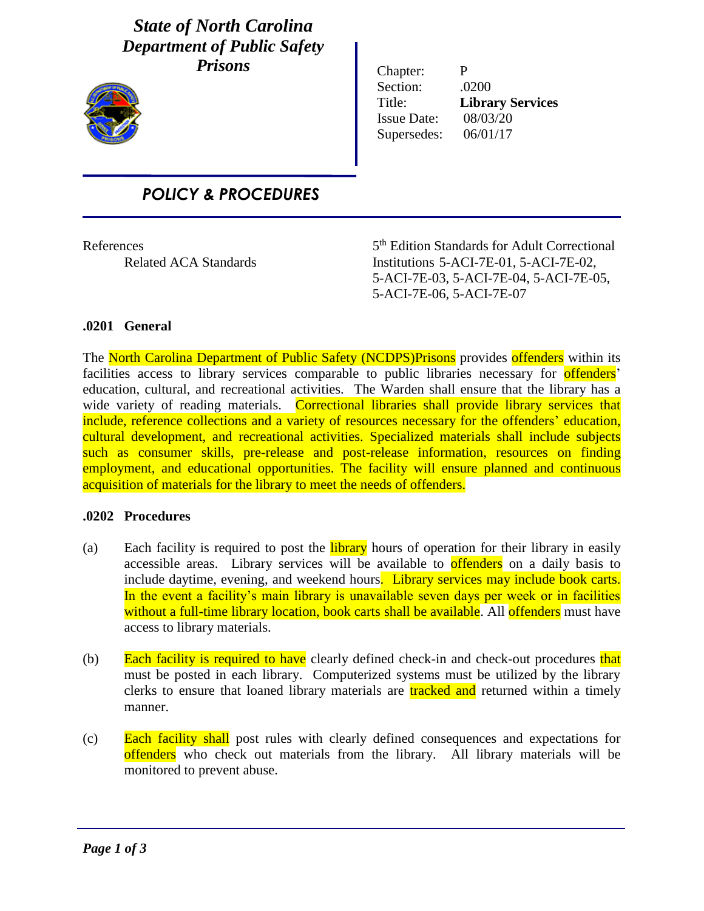# State of North Carolina
# Department of Public Safety
# Prisons

| | |
|---|---|
| Chapter: | P |
| Section: | .0200 |
| Title: | **Library Services** |
| Issue Date: | 08/03/20 |
| Supersedes: | 06/01/17 |

## *POLICY & PROCEDURES*

| | |
|---|---|
| References<br>Related ACA Standards | 5th Edition Standards for Adult Correctional Institutions 5-ACI-7E-01, 5-ACI-7E-02, 5-ACI-7E-03, 5-ACI-7E-04, 5-ACI-7E-05, 5-ACI-7E-06, 5-ACI-7E-07 |

### .0201 General

The North Carolina Department of Public Safety (NCDPS)Prisons provides offenders within its facilities access to library services comparable to public libraries necessary for offenders' education, cultural, and recreational activities. The Warden shall ensure that the library has a wide variety of reading materials. Correctional libraries shall provide library services that include, reference collections and a variety of resources necessary for the offenders' education, cultural development, and recreational activities. Specialized materials shall include subjects such as consumer skills, pre-release and post-release information, resources on finding employment, and educational opportunities. The facility will ensure planned and continuous acquisition of materials for the library to meet the needs of offenders.

### .0202 Procedures

(a) Each facility is required to post the library hours of operation for their library in easily accessible areas. Library services will be available to offenders on a daily basis to include daytime, evening, and weekend hours. Library services may include book carts. In the event a facility's main library is unavailable seven days per week or in facilities without a full-time library location, book carts shall be available. All offenders must have access to library materials.

(b) Each facility is required to have clearly defined check-in and check-out procedures that must be posted in each library. Computerized systems must be utilized by the library clerks to ensure that loaned library materials are tracked and returned within a timely manner.

(c) Each facility shall post rules with clearly defined consequences and expectations for offenders who check out materials from the library. All library materials will be monitored to prevent abuse.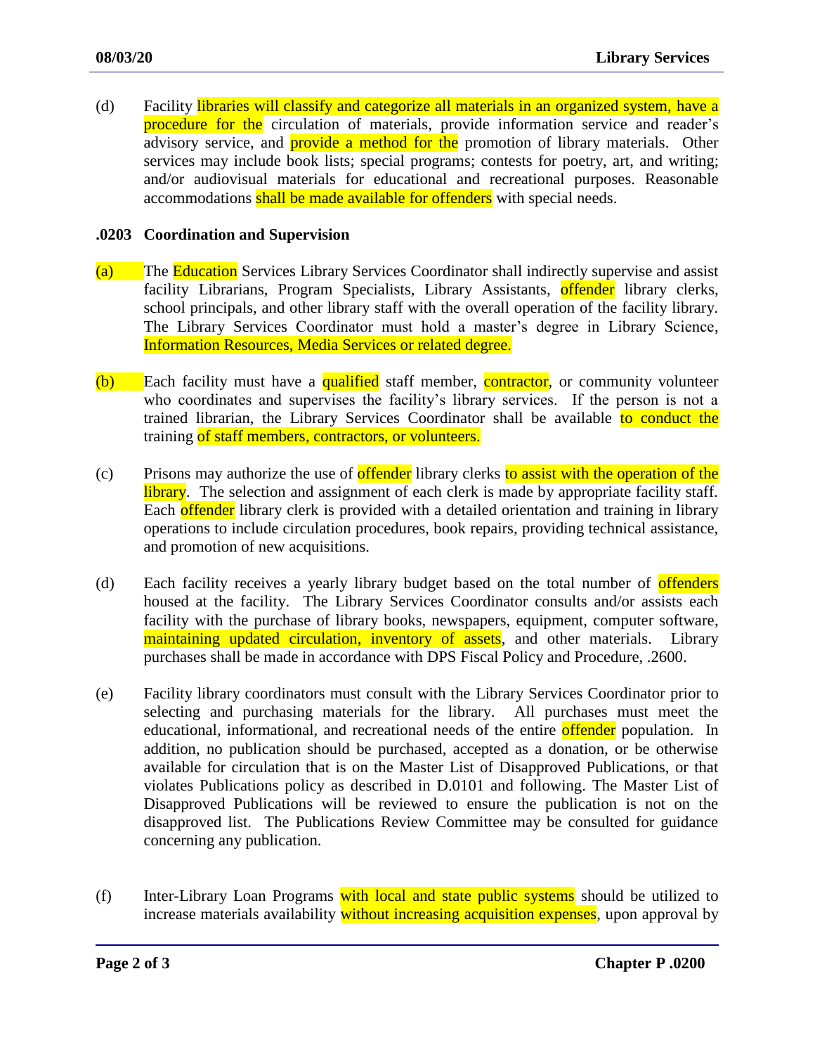(d) Facility libraries will classify and categorize all materials in an organized system, have a procedure for the circulation of materials, provide information service and reader's advisory service, and provide a method for the promotion of library materials. Other services may include book lists; special programs; contests for poetry, art, and writing; and/or audiovisual materials for educational and recreational purposes. Reasonable accommodations shall be made available for offenders with special needs.

## .0203 Coordination and Supervision

(a) The Education Services Library Services Coordinator shall indirectly supervise and assist facility Librarians, Program Specialists, Library Assistants, offender library clerks, school principals, and other library staff with the overall operation of the facility library. The Library Services Coordinator must hold a master's degree in Library Science, Information Resources, Media Services or related degree.

(b) Each facility must have a qualified staff member, contractor, or community volunteer who coordinates and supervises the facility's library services. If the person is not a trained librarian, the Library Services Coordinator shall be available to conduct the training of staff members, contractors, or volunteers.

(c) Prisons may authorize the use of offender library clerks to assist with the operation of the library. The selection and assignment of each clerk is made by appropriate facility staff. Each offender library clerk is provided with a detailed orientation and training in library operations to include circulation procedures, book repairs, providing technical assistance, and promotion of new acquisitions.

(d) Each facility receives a yearly library budget based on the total number of offenders housed at the facility. The Library Services Coordinator consults and/or assists each facility with the purchase of library books, newspapers, equipment, computer software, maintaining updated circulation, inventory of assets, and other materials. Library purchases shall be made in accordance with DPS Fiscal Policy and Procedure, .2600.

(e) Facility library coordinators must consult with the Library Services Coordinator prior to selecting and purchasing materials for the library. All purchases must meet the educational, informational, and recreational needs of the entire offender population. In addition, no publication should be purchased, accepted as a donation, or be otherwise available for circulation that is on the Master List of Disapproved Publications, or that violates Publications policy as described in D.0101 and following. The Master List of Disapproved Publications will be reviewed to ensure the publication is not on the disapproved list. The Publications Review Committee may be consulted for guidance concerning any publication.

(f) Inter-Library Loan Programs with local and state public systems should be utilized to increase materials availability without increasing acquisition expenses, upon approval by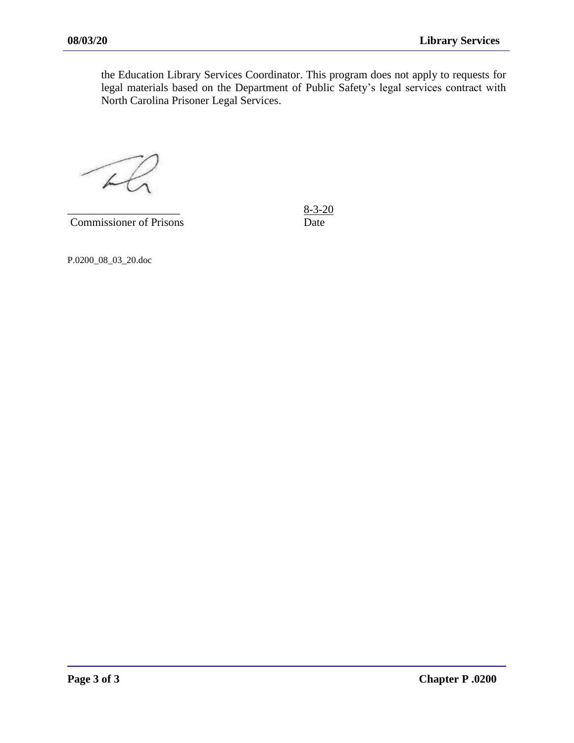the Education Library Services Coordinator. This program does not apply to requests for legal materials based on the Department of Public Safety's legal services contract with North Carolina Prisoner Legal Services.

___________________ 
Commissioner of Prisons

8-3-20 
Date

P.0200_08_03_20.doc